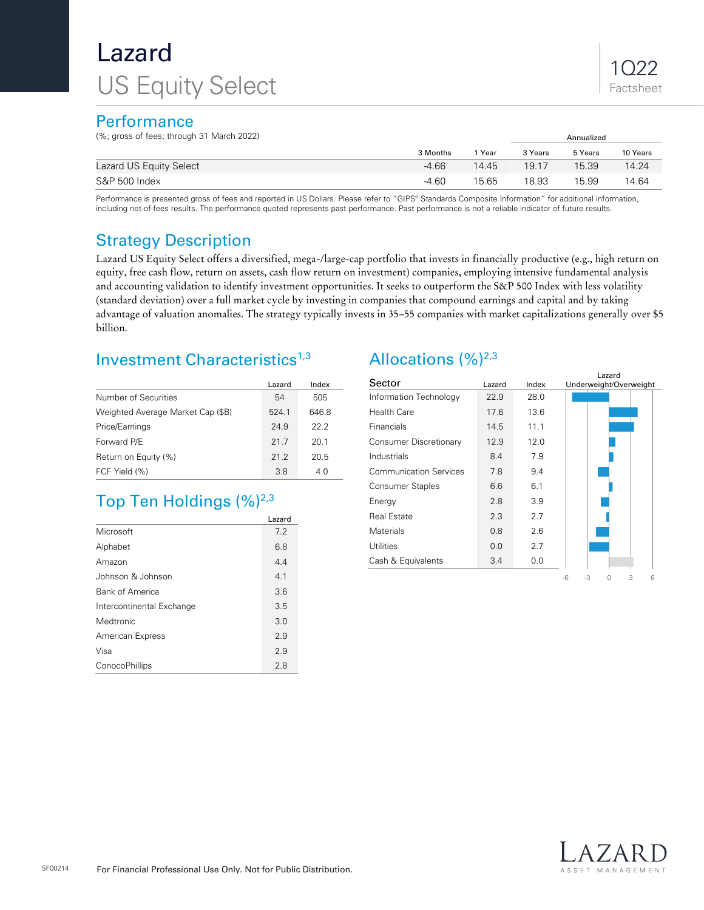# Lazard
## US Equity Select

1Q22
Factsheet

## Performance

(%; gross of fees; through 31 March 2022)

| | 3 Months | 1 Year | 3 Years | 5 Years | 10 Years |
|---|---|---|---|---|---|
| | | | Annualized | | |
| Lazard US Equity Select | -4.66 | 14.45 | 19.17 | 15.39 | 14.24 |
| S&P 500 Index | -4.60 | 15.65 | 18.93 | 15.99 | 14.64 |

Performance is presented gross of fees and reported in US Dollars. Please refer to "GIPS® Standards Composite Information" for additional information, including net-of-fees results. The performance quoted represents past performance. Past performance is not a reliable indicator of future results.

## Strategy Description

Lazard US Equity Select offers a diversified, mega-/large-cap portfolio that invests in financially productive (e.g., high return on equity, free cash flow, return on assets, cash flow return on investment) companies, employing intensive fundamental analysis and accounting validation to identify investment opportunities. It seeks to outperform the S&P 500 Index with less volatility (standard deviation) over a full market cycle by investing in companies that compound earnings and capital and by taking advantage of valuation anomalies. The strategy typically invests in 35–55 companies with market capitalizations generally over $5 billion.

## Investment Characteristics[1,3]

| | Lazard | Index |
|---|---|---|
| Number of Securities | 54 | 505 |
| Weighted Average Market Cap ($B) | 524.1 | 646.8 |
| Price/Earnings | 24.9 | 22.2 |
| Forward P/E | 21.7 | 20.1 |
| Return on Equity (%) | 21.2 | 20.5 |
| FCF Yield (%) | 3.8 | 4.0 |

## Top Ten Holdings (%)[2,3]

| | Lazard |
|---|---|
| Microsoft | 7.2 |
| Alphabet | 6.8 |
| Amazon | 4.4 |
| Johnson & Johnson | 4.1 |
| Bank of America | 3.6 |
| Intercontinental Exchange | 3.5 |
| Medtronic | 3.0 |
| American Express | 2.9 |
| Visa | 2.9 |
| ConocoPhillips | 2.8 |

## Allocations (%)[2,3]

| Sector | Lazard | Index |
|---|---|---|
| Information Technology | 22.9 | 28.0 |
| Health Care | 17.6 | 13.6 |
| Financials | 14.5 | 11.1 |
| Consumer Discretionary | 12.9 | 12.0 |
| Industrials | 8.4 | 7.9 |
| Communication Services | 7.8 | 9.4 |
| Consumer Staples | 6.6 | 6.1 |
| Energy | 2.8 | 3.9 |
| Real Estate | 2.3 | 2.7 |
| Materials | 0.8 | 2.6 |
| Utilities | 0.0 | 2.7 |
| Cash & Equivalents | 3.4 | 0.0 |

Lazard Underweight/Overweight

-6 -3 0 3 6

SF00214

For Financial Professional Use Only. Not for Public Distribution.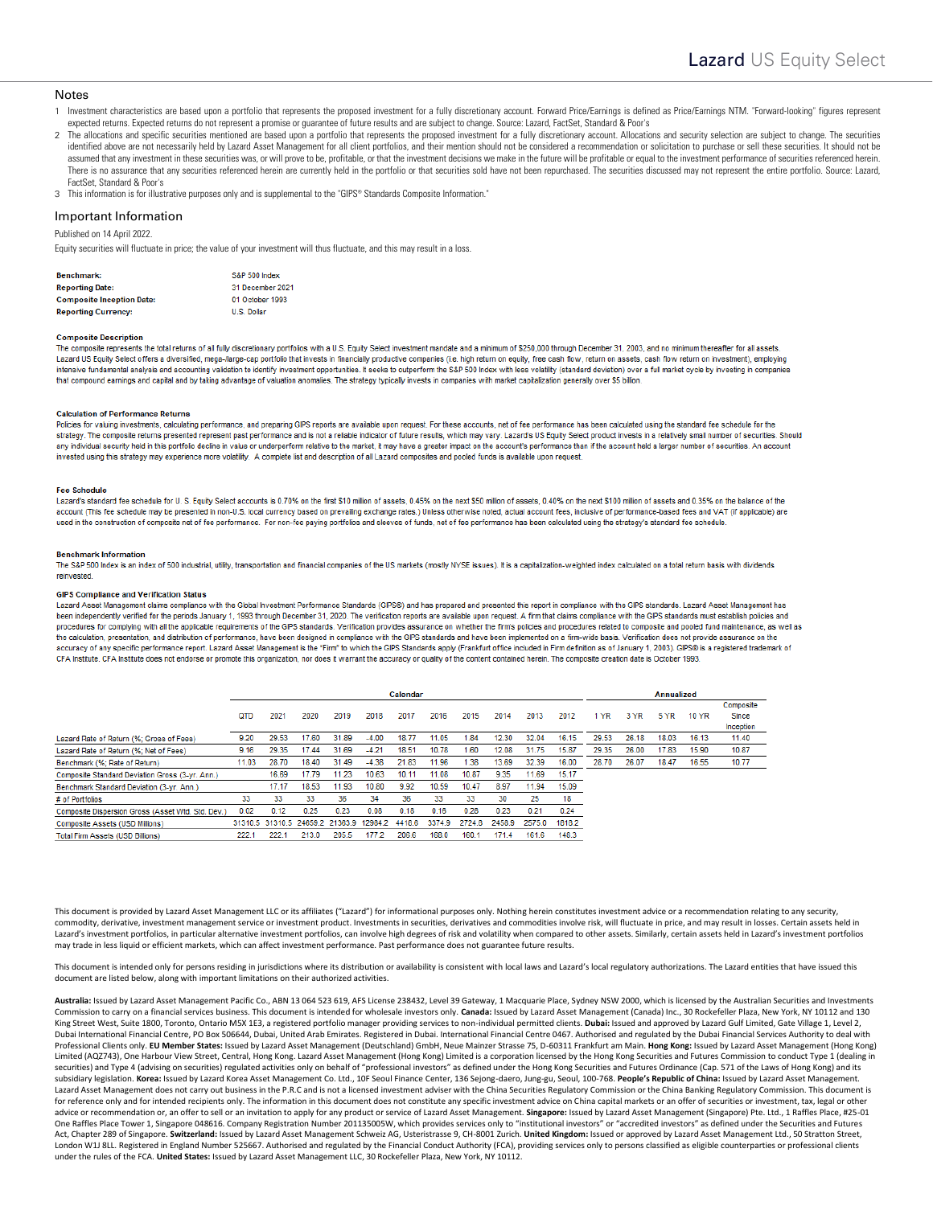## Notes

1. Investment characteristics are based upon a portfolio that represents the proposed investment for a fully discretionary account. Forward Price/Earnings is defined as Price/Earnings NTM. "Forward-looking" figures represent expected returns. Expected returns do not represent a promise or guarantee of future results and are subject to change. Source: Lazard, FactSet, Standard & Poor's
2. The allocations and specific securities mentioned are based upon a portfolio that represents the proposed investment for a fully discretionary account. Allocations and security selection are subject to change. The securities identified above are not necessarily held by Lazard Asset Management for all client portfolios, and their mention should not be considered a recommendation or solicitation to purchase or sell these securities. It should not be assumed that any investment in these securities was, or will prove to be, profitable, or that the investment decisions we make in the future will be profitable or equal to the investment performance of securities referenced herein. There is no assurance that any securities referenced herein are currently held in the portfolio or that securities sold have not been repurchased. The securities discussed may not represent the entire portfolio. Source: Lazard, FactSet, Standard & Poor's
3. This information is for illustrative purposes only and is supplemental to the "GIPS® Standards Composite Information."

## Important Information

Published on 14 April 2022.

Equity securities will fluctuate in price; the value of your investment will thus fluctuate, and this may result in a loss.

| | |
|---|---|
| **Benchmark:** | S&P 500 Index |
| **Reporting Date:** | 31 December 2021 |
| **Composite Inception Date:** | 01 October 1993 |
| **Reporting Currency:** | U.S. Dollar |

**Composite Description**

The composite represents the total returns of all fully discretionary portfolios with a U.S. Equity Select investment mandate and a minimum of $250,000 through December 31, 2003, and no minimum thereafter for all assets. Lazard US Equity Select offers a diversified, mega-large-cap portfolio that invests in financially productive companies (i.e. high return on equity, free cash flow, return on assets, cash flow return on investment), employing intensive fundamental analysis and accounting validation to identify investment opportunities. It seeks to outperform the S&P 500 Index with less volatility (standard deviation) over a full market cycle by investing in companies that compound earnings and capital and by taking advantage of valuation anomalies. The strategy typically invests in companies with market capitalization generally over $5 billion.

**Calculation of Performance Returns**

Policies for valuing investments, calculating performance, and preparing GIPS reports are available upon request. For these accounts, net of fee performance has been calculated using the standard fee schedule for the strategy. The composite returns presented represent past performance and is not a reliable indicator of future results, which may vary. Lazard's US Equity Select product invests in a relatively small number of securities. Should any individual security held in this portfolio decline in value or underperform relative to the market, it may have a greater impact on the account's performance than if the account held a larger number of securities. An account invested using this strategy may experience more volatility. A complete list and description of all Lazard composites and pooled funds is available upon request.

**Fee Schedule**

Lazard's standard fee schedule for U. S. Equity Select accounts is 0.70% on the first $10 million of assets, 0.45% on the next $50 million of assets, 0.40% on the next $100 million of assets and 0.35% on the balance of the account (This fee schedule may be presented in non-U.S. local currency based on prevailing exchange rates.) Unless otherwise noted, actual account fees, inclusive of performance-based fees and VAT (if applicable) are used in the construction of composite net of fee performance. For non-fee paying portfolios and sleeves of funds, net of fee performance has been calculated using the strategy's standard fee schedule.

**Benchmark Information**

The S&P 500 Index is an index of 500 industrial, utility, transportation and financial companies of the US markets (mostly NYSE issues). It is a capitalization-weighted index calculated on a total return basis with dividends reinvested.

**GIPS Compliance and Verification Status**

Lazard Asset Management claims compliance with the Global Investment Performance Standards (GIPS®) and has prepared and presented this report in compliance with the GIPS standards. Lazard Asset Management has been independently verified for the periods January 1, 1993 through December 31, 2020. The verification reports are available upon request. A firm that claims compliance with the GIPS standards must establish policies and procedures for complying with all the applicable requirements of the GIPS standards. Verification provides assurance on whether the firm's policies and procedures related to composite and pooled fund maintenance, as well as the calculation, presentation, and distribution of performance, have been designed in compliance with the GIPS standards and have been implemented on a firm-wide basis. Verification does not provide assurance on the accuracy of any specific performance report. Lazard Asset Management is the "Firm" to which the GIPS Standards apply (Frankfurt office included in Firm definition as of January 1, 2003). GIPS® is a registered trademark of CFA Institute. CFA Institute does not endorse or promote this organization, nor does it warrant the accuracy or quality of the content contained herein. The composite creation date is October 1993.

| | | Calendar | | | | | | | | | | | Annualized | | | | |
|---|---|---|---|---|---|---|---|---|---|---|---|---|---|---|---|---|---|
| | QTD | 2021 | 2020 | 2019 | 2018 | 2017 | 2016 | 2015 | 2014 | 2013 | 2012 | 1 YR | 3 YR | 5 YR | 10 YR | Composite Since Inception |
| Lazard Rate of Return (%; Gross of Fees) | 9.20 | 29.53 | 17.60 | 31.89 | -4.00 | 18.77 | 11.05 | 1.84 | 12.30 | 32.04 | 16.15 | 29.53 | 26.18 | 18.03 | 16.13 | 11.40 |
| Lazard Rate of Return (%; Net of Fees) | 9.16 | 29.35 | 17.44 | 31.69 | -4.21 | 18.51 | 10.78 | 1.60 | 12.08 | 31.75 | 15.87 | 29.35 | 26.00 | 17.83 | 15.90 | 10.87 |
| Benchmark (%; Rate of Return) | 11.03 | 28.70 | 18.40 | 31.49 | -4.38 | 21.83 | 11.96 | 1.38 | 13.69 | 32.39 | 16.00 | 28.70 | 26.07 | 18.47 | 16.55 | 10.77 |
| Composite Standard Deviation Gross (3-yr. Ann.) | | 16.69 | 17.79 | 11.23 | 10.63 | 10.11 | 11.08 | 10.87 | 9.35 | 11.69 | 15.17 | | | | | |
| Benchmark Standard Deviation (3-yr. Ann.) | | 17.17 | 18.53 | 11.93 | 10.80 | 9.92 | 10.59 | 10.47 | 8.97 | 11.94 | 15.09 | | | | | |
| # of Portfolios | 33 | 33 | 33 | 36 | 34 | 36 | 33 | 33 | 30 | 25 | 18 | | | | | |
| Composite Dispersion Gross (Asset Wtd. Std. Dev.) | 0.02 | 0.12 | 0.25 | 0.23 | 0.08 | 0.18 | 0.16 | 0.28 | 0.23 | 0.21 | 0.24 | | | | | |
| Composite Assets (USD Millions) | 31310.5 | 31310.5 | 24659.2 | 21363.9 | 12984.2 | 4416.6 | 3374.9 | 2724.8 | 2458.9 | 2575.0 | 1818.2 | | | | | |
| Total Firm Assets (USD Billions) | 222.1 | 222.1 | 213.0 | 205.5 | 177.2 | 208.6 | 168.0 | 160.1 | 171.4 | 161.6 | 148.3 | | | | | |

This document is provided by Lazard Asset Management LLC or its affiliates ("Lazard") for informational purposes only. Nothing herein constitutes investment advice or a recommendation relating to any security, commodity, derivative, investment management service or investment product. Investments in securities, derivatives and commodities involve risk, will fluctuate in price, and may result in losses. Certain assets held in Lazard's investment portfolios, in particular alternative investment portfolios, can involve high degrees of risk and volatility when compared to other assets. Similarly, certain assets held in Lazard's investment portfolios may trade in less liquid or efficient markets, which can affect investment performance. Past performance does not guarantee future results.

This document is intended only for persons residing in jurisdictions where its distribution or availability is consistent with local laws and Lazard's local regulatory authorizations. The Lazard entities that have issued this document are listed below, along with important limitations on their authorized activities.

**Australia:** Issued by Lazard Asset Management Pacific Co., ABN 13 064 523 619, AFS License 238432, Level 39 Gateway, 1 Macquarie Place, Sydney NSW 2000, which is licensed by the Australian Securities and Investments Commission to carry on a financial services business. This document is intended for wholesale investors only. **Canada:** Issued by Lazard Asset Management (Canada) Inc., 30 Rockefeller Plaza, New York, NY 10112 and 130 King Street West, Suite 1800, Toronto, Ontario M5X 1E3, a registered portfolio manager providing services to non-individual permitted clients. **Dubai:** Issued and approved by Lazard Gulf Limited, Gate Village 1, Level 2, Dubai International Financial Centre, PO Box 506644, Dubai, United Arab Emirates. Registered in Dubai. International Financial Centre 0467. Authorised and regulated by the Dubai Financial Services Authority to deal with Professional Clients only. **EU Member States:** Issued by Lazard Asset Management (Deutschland) GmbH, Neue Mainzer Strasse 75, D-60311 Frankfurt am Main. **Hong Kong:** Issued by Lazard Asset Management (Hong Kong) Limited (AQZ743), One Harbour View Street, Central, Hong Kong. Lazard Asset Management (Hong Kong) Limited is a corporation licensed by the Hong Kong Securities and Futures Commission to conduct Type 1 (dealing in securities) and Type 4 (advising on securities) regulated activities only on behalf of "professional investors" as defined under the Hong Kong Securities and Futures Ordinance (Cap. 571 of the Laws of Hong Kong) and its subsidiary legislation. **Korea:** Issued by Lazard Korea Asset Management Co. Ltd., 10F Seoul Finance Center, 136 Sejong-daero, Jung-gu, Seoul, 100-768. **People's Republic of China:** Issued by Lazard Asset Management. Lazard Asset Management does not carry out business in the P.R.C and is not a licensed investment adviser with the China Securities Regulatory Commission or the China Banking Regulatory Commission. This document is for reference only and for intended recipients only. The information in this document does not constitute any specific investment advice on China capital markets or an offer of securities or investment, tax, legal or other advice or recommendation or, an offer to sell or an invitation to apply for any product or service of Lazard Asset Management. **Singapore:** Issued by Lazard Asset Management (Singapore) Pte. Ltd., 1 Raffles Place, #25-01 One Raffles Place Tower 1, Singapore 048616. Company Registration Number 201135005W, which provides services only to "institutional investors" or "accredited investors" as defined under the Securities and Futures Act, Chapter 289 of Singapore. **Switzerland:** Issued by Lazard Asset Management Schweiz AG, Usteristrasse 9, CH-8001 Zurich. **United Kingdom:** Issued or approved by Lazard Asset Management Ltd., 50 Stratton Street, London W1J 8LL. Registered in England Number 525667. Authorised and regulated by the Financial Conduct Authority (FCA), providing services only to persons classified as eligible counterparties or professional clients under the rules of the FCA. **United States:** Issued by Lazard Asset Management LLC, 30 Rockefeller Plaza, New York, NY 10112.